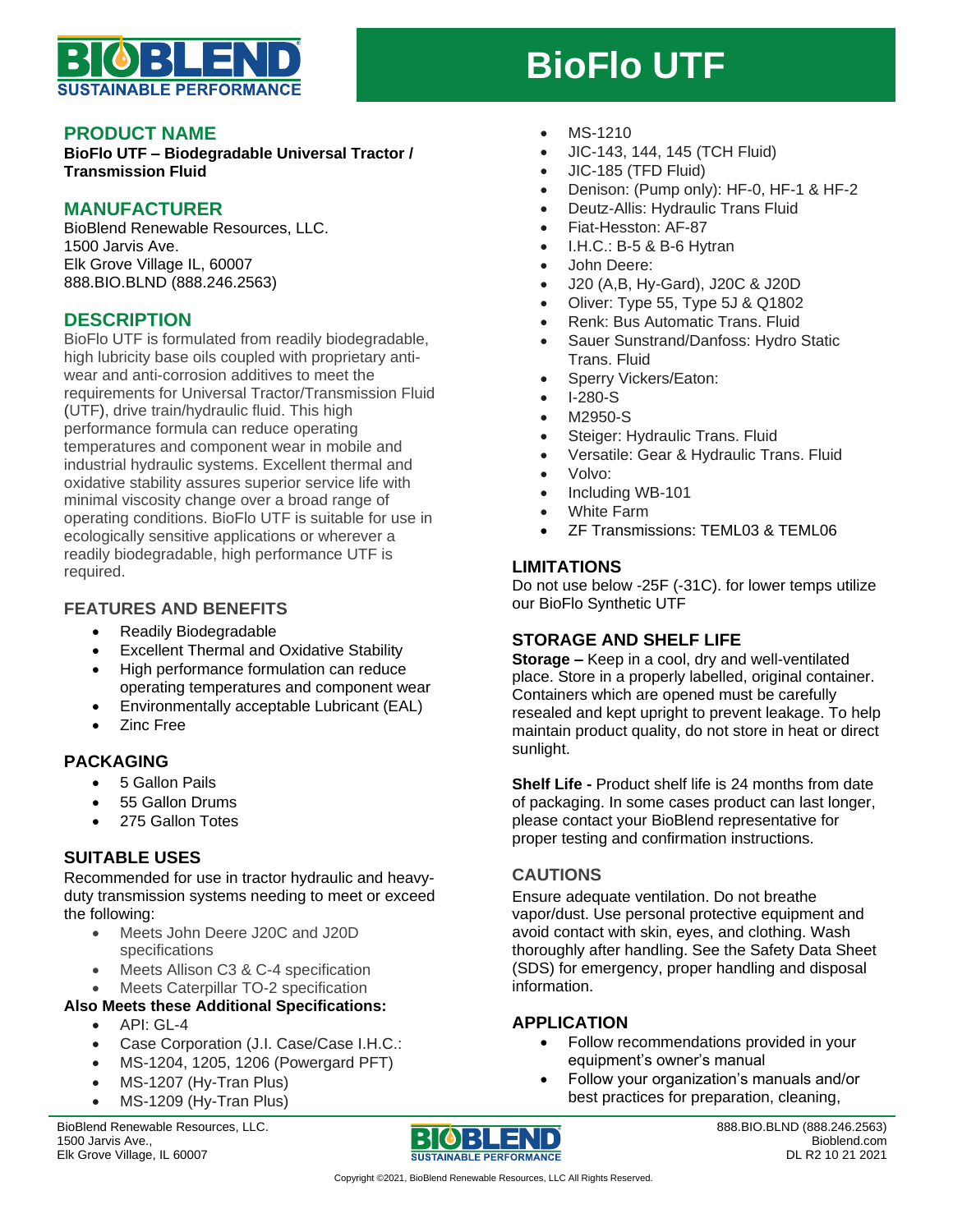# BioFlo UTF

## PRODUCT NAME

**BioFlo UTF – Biodegradable Universal Tractor / Transmission Fluid**

## MANUFACTURER

BioBlend Renewable Resources, LLC.
1500 Jarvis Ave.
Elk Grove Village IL, 60007
888.BIO.BLND (888.246.2563)

## DESCRIPTION

BioFlo UTF is formulated from readily biodegradable, high lubricity base oils coupled with proprietary anti-wear and anti-corrosion additives to meet the requirements for Universal Tractor/Transmission Fluid (UTF), drive train/hydraulic fluid. This high performance formula can reduce operating temperatures and component wear in mobile and industrial hydraulic systems. Excellent thermal and oxidative stability assures superior service life with minimal viscosity change over a broad range of operating conditions. BioFlo UTF is suitable for use in ecologically sensitive applications or wherever a readily biodegradable, high performance UTF is required.

### FEATURES AND BENEFITS

- Readily Biodegradable
- Excellent Thermal and Oxidative Stability
- High performance formulation can reduce operating temperatures and component wear
- Environmentally acceptable Lubricant (EAL)
- Zinc Free

### PACKAGING

- 5 Gallon Pails
- 55 Gallon Drums
- 275 Gallon Totes

### SUITABLE USES

Recommended for use in tractor hydraulic and heavy-duty transmission systems needing to meet or exceed the following:

- Meets John Deere J20C and J20D specifications
- Meets Allison C3 & C-4 specification
- Meets Caterpillar TO-2 specification

**Also Meets these Additional Specifications:**

- API: GL-4
- Case Corporation (J.I. Case/Case I.H.C.:
- MS-1204, 1205, 1206 (Powergard PFT)
- MS-1207 (Hy-Tran Plus)
- MS-1209 (Hy-Tran Plus)
- MS-1210
- JIC-143, 144, 145 (TCH Fluid)
- JIC-185 (TFD Fluid)
- Denison: (Pump only): HF-0, HF-1 & HF-2
- Deutz-Allis: Hydraulic Trans Fluid
- Fiat-Hesston: AF-87
- I.H.C.: B-5 & B-6 Hytran
- John Deere:
- J20 (A,B, Hy-Gard), J20C & J20D
- Oliver: Type 55, Type 5J & Q1802
- Renk: Bus Automatic Trans. Fluid
- Sauer Sunstrand/Danfoss: Hydro Static Trans. Fluid
- Sperry Vickers/Eaton:
- I-280-S
- M2950-S
- Steiger: Hydraulic Trans. Fluid
- Versatile: Gear & Hydraulic Trans. Fluid
- Volvo:
- Including WB-101
- White Farm
- ZF Transmissions: TEML03 & TEML06

### LIMITATIONS

Do not use below -25F (-31C). for lower temps utilize our BioFlo Synthetic UTF

### STORAGE AND SHELF LIFE

**Storage –** Keep in a cool, dry and well-ventilated place. Store in a properly labelled, original container. Containers which are opened must be carefully resealed and kept upright to prevent leakage. To help maintain product quality, do not store in heat or direct sunlight.

**Shelf Life -** Product shelf life is 24 months from date of packaging. In some cases product can last longer, please contact your BioBlend representative for proper testing and confirmation instructions.

### CAUTIONS

Ensure adequate ventilation. Do not breathe vapor/dust. Use personal protective equipment and avoid contact with skin, eyes, and clothing. Wash thoroughly after handling. See the Safety Data Sheet (SDS) for emergency, proper handling and disposal information.

### APPLICATION

- Follow recommendations provided in your equipment's owner's manual
- Follow your organization's manuals and/or best practices for preparation, cleaning,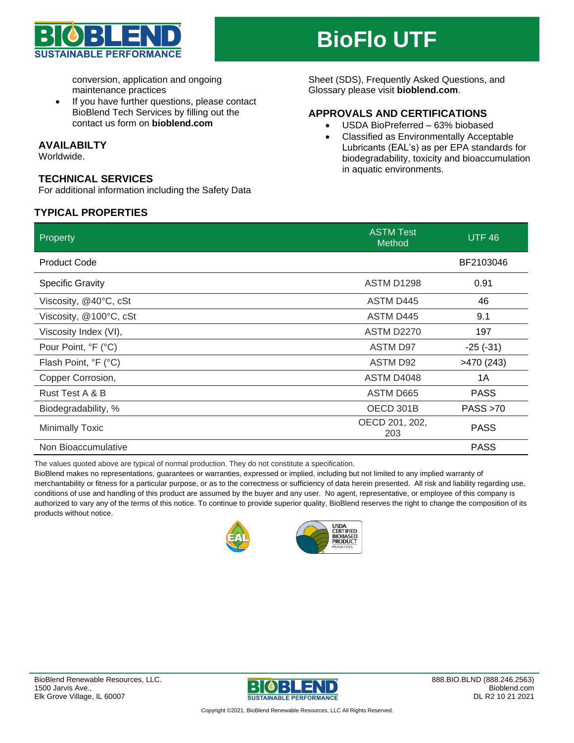# BioFlo UTF

conversion, application and ongoing maintenance practices

- If you have further questions, please contact BioBlend Tech Services by filling out the contact us form on **bioblend.com**

## AVAILABILTY

Worldwide.

## TECHNICAL SERVICES

For additional information including the Safety Data Sheet (SDS), Frequently Asked Questions, and Glossary please visit **bioblend.com**.

## APPROVALS AND CERTIFICATIONS

- USDA BioPreferred – 63% biobased
- Classified as Environmentally Acceptable Lubricants (EAL's) as per EPA standards for biodegradability, toxicity and bioaccumulation in aquatic environments.

## TYPICAL PROPERTIES

| Property | ASTM Test Method | UTF 46 |
|---|---|---|
| Product Code | | BF2103046 |
| Specific Gravity | ASTM D1298 | 0.91 |
| Viscosity, @40°C, cSt | ASTM D445 | 46 |
| Viscosity, @100°C, cSt | ASTM D445 | 9.1 |
| Viscosity Index (VI), | ASTM D2270 | 197 |
| Pour Point, °F (°C) | ASTM D97 | -25 (-31) |
| Flash Point, °F (°C) | ASTM D92 | >470 (243) |
| Copper Corrosion, | ASTM D4048 | 1A |
| Rust Test A & B | ASTM D665 | PASS |
| Biodegradability, % | OECD 301B | PASS >70 |
| Minimally Toxic | OECD 201, 202, 203 | PASS |
| Non Bioaccumulative | | PASS |

The values quoted above are typical of normal production. They do not constitute a specification.

BioBlend makes no representations, guarantees or warranties, expressed or implied, including but not limited to any implied warranty of merchantability or fitness for a particular purpose, or as to the correctness or sufficiency of data herein presented. All risk and liability regarding use, conditions of use and handling of this product are assumed by the buyer and any user. No agent, representative, or employee of this company is authorized to vary any of the terms of this notice. To continue to provide superior quality, BioBlend reserves the right to change the composition of its products without notice.

BioBlend Renewable Resources, LLC.
1500 Jarvis Ave.,
Elk Grove Village, IL 60007

888.BIO.BLND (888.246.2563)
Bioblend.com
DL R2 10 21 2021

Copyright ©2021, BioBlend Renewable Resources, LLC All Rights Reserved.